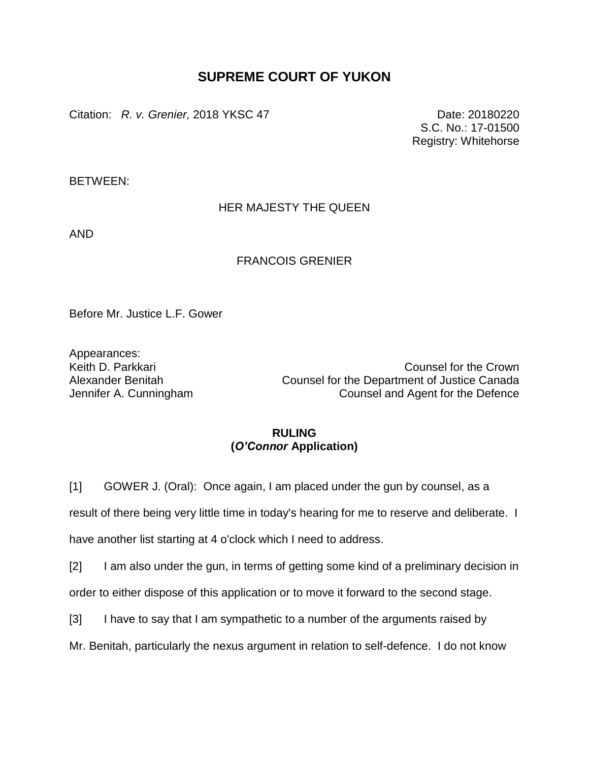# SUPREME COURT OF YUKON

Citation: *R. v. Grenier,* 2018 YKSC 47

Date: 20180220
S.C. No.: 17-01500
Registry: Whitehorse

BETWEEN:

HER MAJESTY THE QUEEN

AND

FRANCOIS GRENIER

Before Mr. Justice L.F. Gower

Appearances:

| | |
|---|---|
| Keith D. Parkkari | Counsel for the Crown |
| Alexander Benitah | Counsel for the Department of Justice Canada |
| Jennifer A. Cunningham | Counsel and Agent for the Defence |

## RULING
## (*O'Connor* Application)

[1] GOWER J. (Oral): Once again, I am placed under the gun by counsel, as a result of there being very little time in today's hearing for me to reserve and deliberate. I have another list starting at 4 o'clock which I need to address.

[2] I am also under the gun, in terms of getting some kind of a preliminary decision in order to either dispose of this application or to move it forward to the second stage.

[3] I have to say that I am sympathetic to a number of the arguments raised by Mr. Benitah, particularly the nexus argument in relation to self-defence. I do not know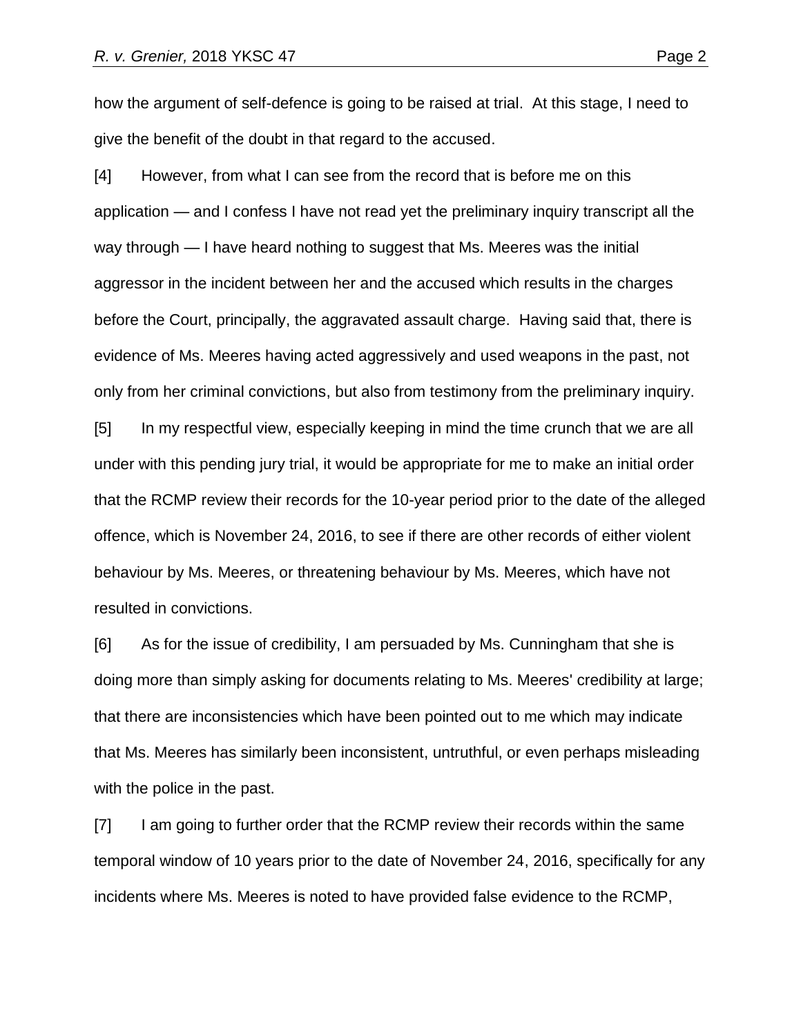how the argument of self-defence is going to be raised at trial. At this stage, I need to give the benefit of the doubt in that regard to the accused.

[4] However, from what I can see from the record that is before me on this application — and I confess I have not read yet the preliminary inquiry transcript all the way through — I have heard nothing to suggest that Ms. Meeres was the initial aggressor in the incident between her and the accused which results in the charges before the Court, principally, the aggravated assault charge. Having said that, there is evidence of Ms. Meeres having acted aggressively and used weapons in the past, not only from her criminal convictions, but also from testimony from the preliminary inquiry.

[5] In my respectful view, especially keeping in mind the time crunch that we are all under with this pending jury trial, it would be appropriate for me to make an initial order that the RCMP review their records for the 10-year period prior to the date of the alleged offence, which is November 24, 2016, to see if there are other records of either violent behaviour by Ms. Meeres, or threatening behaviour by Ms. Meeres, which have not resulted in convictions.

[6] As for the issue of credibility, I am persuaded by Ms. Cunningham that she is doing more than simply asking for documents relating to Ms. Meeres' credibility at large; that there are inconsistencies which have been pointed out to me which may indicate that Ms. Meeres has similarly been inconsistent, untruthful, or even perhaps misleading with the police in the past.

[7] I am going to further order that the RCMP review their records within the same temporal window of 10 years prior to the date of November 24, 2016, specifically for any incidents where Ms. Meeres is noted to have provided false evidence to the RCMP,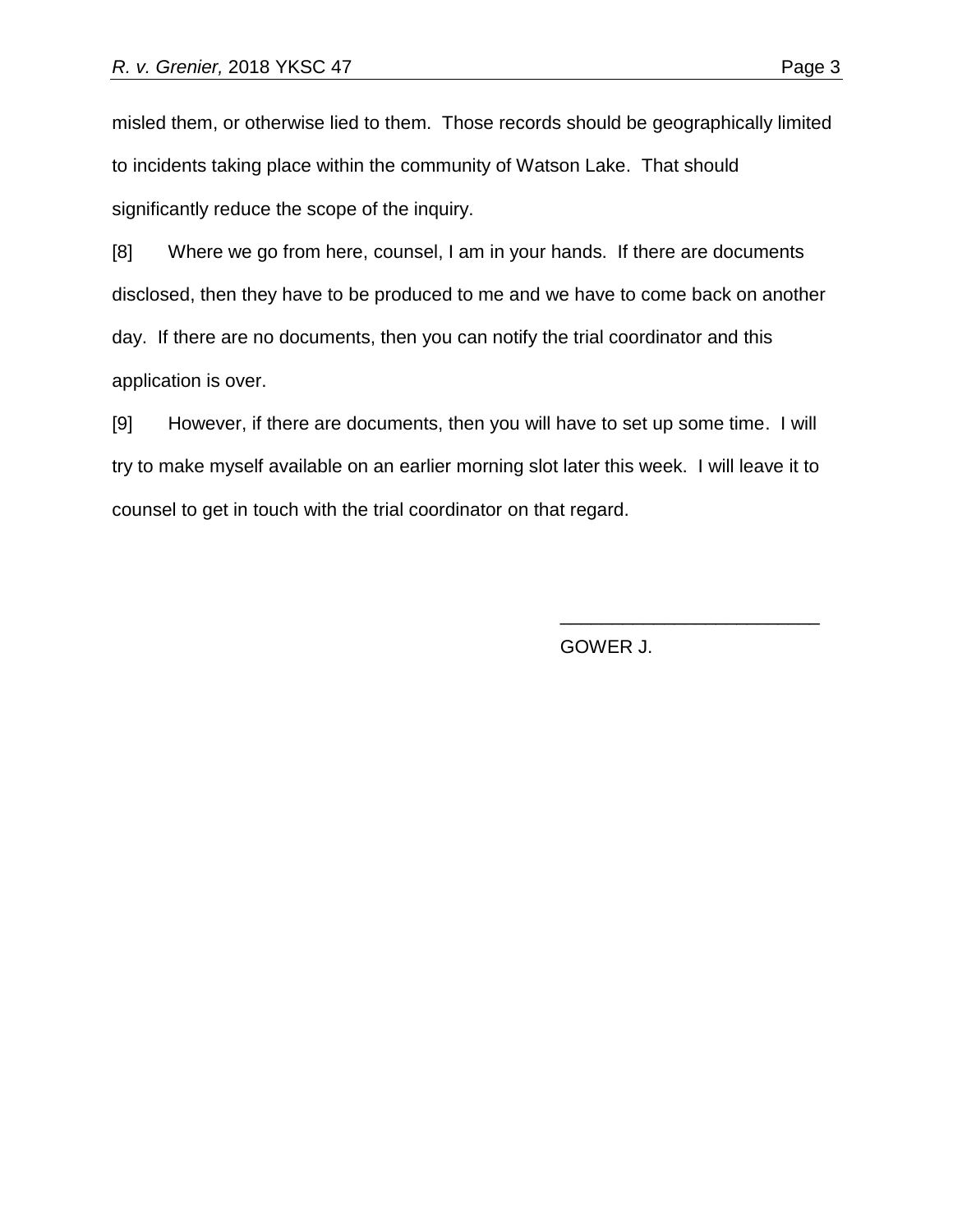misled them, or otherwise lied to them. Those records should be geographically limited to incidents taking place within the community of Watson Lake. That should significantly reduce the scope of the inquiry.

[8] Where we go from here, counsel, I am in your hands. If there are documents disclosed, then they have to be produced to me and we have to come back on another day. If there are no documents, then you can notify the trial coordinator and this application is over.

[9] However, if there are documents, then you will have to set up some time. I will try to make myself available on an earlier morning slot later this week. I will leave it to counsel to get in touch with the trial coordinator on that regard.

\_\_\_\_\_\_\_\_\_\_\_\_\_\_\_\_\_\_\_\_\_\_\_\_\_\_

GOWER J.